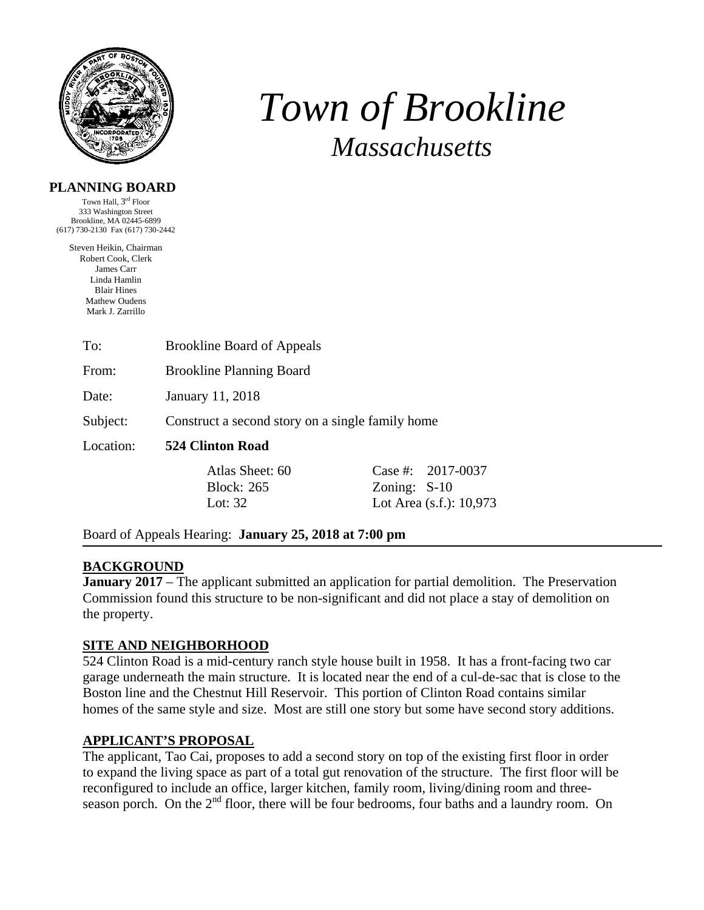# *Town of Brookline*

## *Massachusetts*

**PLANNING BOARD**

Town Hall, 3rd Floor
333 Washington Street
Brookline, MA 02445-6899
(617) 730-2130 Fax (617) 730-2442

Steven Heikin, Chairman
Robert Cook, Clerk
James Carr
Linda Hamlin
Blair Hines
Mathew Oudens
Mark J. Zarrillo

| | |
|---|---|
| To: | Brookline Board of Appeals |
| From: | Brookline Planning Board |
| Date: | January 11, 2018 |
| Subject: | Construct a second story on a single family home |
| Location: | **524 Clinton Road** |

| | |
|---|---|
| Atlas Sheet: 60 | Case #: 2017-0037 |
| Block: 265 | Zoning: S-10 |
| Lot: 32 | Lot Area (s.f.): 10,973 |

Board of Appeals Hearing: **January 25, 2018 at 7:00 pm**

## BACKGROUND

**January 2017** – The applicant submitted an application for partial demolition. The Preservation Commission found this structure to be non-significant and did not place a stay of demolition on the property.

## SITE AND NEIGHBORHOOD

524 Clinton Road is a mid-century ranch style house built in 1958. It has a front-facing two car garage underneath the main structure. It is located near the end of a cul-de-sac that is close to the Boston line and the Chestnut Hill Reservoir. This portion of Clinton Road contains similar homes of the same style and size. Most are still one story but some have second story additions.

## APPLICANT'S PROPOSAL

The applicant, Tao Cai, proposes to add a second story on top of the existing first floor in order to expand the living space as part of a total gut renovation of the structure. The first floor will be reconfigured to include an office, larger kitchen, family room, living/dining room and three-season porch. On the 2nd floor, there will be four bedrooms, four baths and a laundry room. On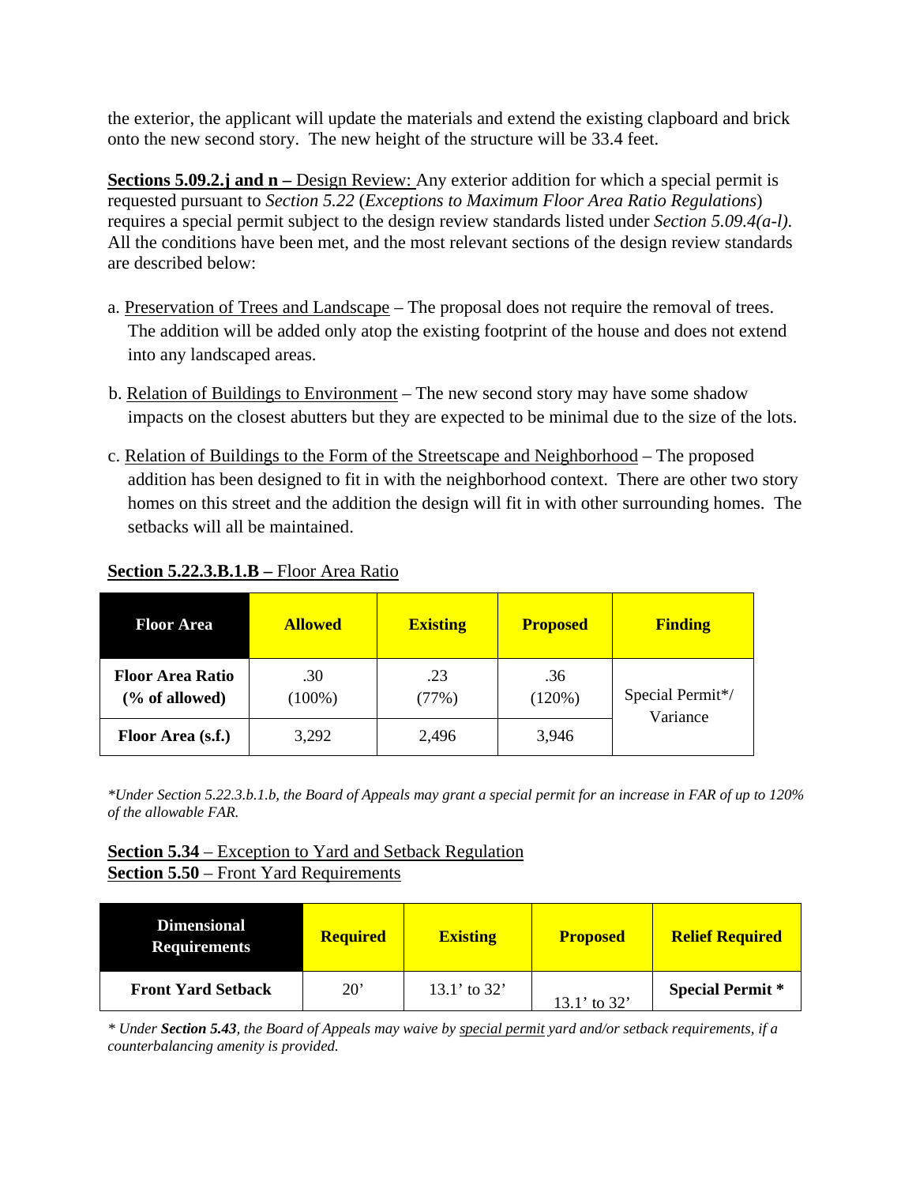the exterior, the applicant will update the materials and extend the existing clapboard and brick onto the new second story. The new height of the structure will be 33.4 feet.

**Sections 5.09.2.j and n –** Design Review: Any exterior addition for which a special permit is requested pursuant to *Section 5.22* (*Exceptions to Maximum Floor Area Ratio Regulations*) requires a special permit subject to the design review standards listed under *Section 5.09.4(a-l).* All the conditions have been met, and the most relevant sections of the design review standards are described below:

a. Preservation of Trees and Landscape – The proposal does not require the removal of trees. The addition will be added only atop the existing footprint of the house and does not extend into any landscaped areas.

b. Relation of Buildings to Environment – The new second story may have some shadow impacts on the closest abutters but they are expected to be minimal due to the size of the lots.

c. Relation of Buildings to the Form of the Streetscape and Neighborhood – The proposed addition has been designed to fit in with the neighborhood context. There are other two story homes on this street and the addition the design will fit in with other surrounding homes. The setbacks will all be maintained.

**Section 5.22.3.B.1.B –** Floor Area Ratio

| Floor Area | Allowed | Existing | Proposed | Finding |
|---|---|---|---|---|
| **Floor Area Ratio (% of allowed)** | .30 (100%) | .23 (77%) | .36 (120%) | Special Permit*/ Variance |
| **Floor Area (s.f.)** | 3,292 | 2,496 | 3,946 | |

*\*Under Section 5.22.3.b.1.b, the Board of Appeals may grant a special permit for an increase in FAR of up to 120% of the allowable FAR.*

**Section 5.34** – Exception to Yard and Setback Regulation
**Section 5.50** – Front Yard Requirements

| Dimensional Requirements | Required | Existing | Proposed | Relief Required |
|---|---|---|---|---|
| **Front Yard Setback** | 20' | 13.1' to 32' | 13.1' to 32' | **Special Permit \*** |

*\* Under **Section 5.43**, the Board of Appeals may waive by special permit yard and/or setback requirements, if a counterbalancing amenity is provided.*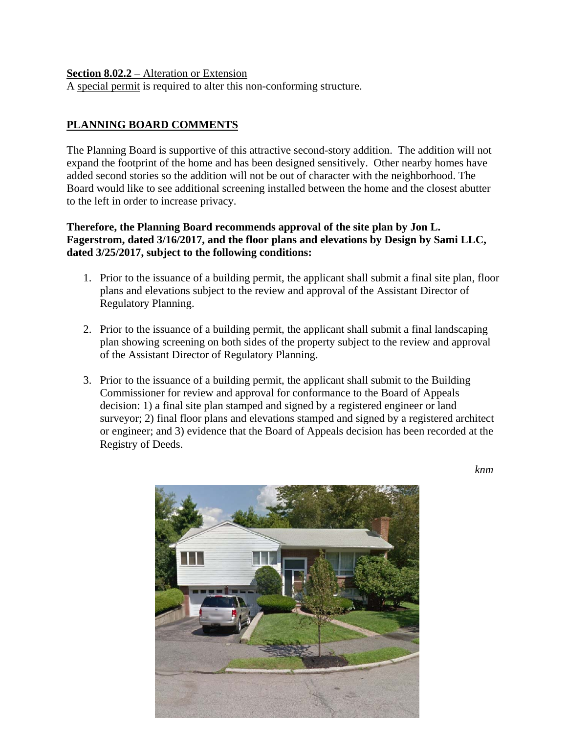**Section 8.02.2** – Alteration or Extension
A special permit is required to alter this non-conforming structure.

## PLANNING BOARD COMMENTS

The Planning Board is supportive of this attractive second-story addition. The addition will not expand the footprint of the home and has been designed sensitively. Other nearby homes have added second stories so the addition will not be out of character with the neighborhood. The Board would like to see additional screening installed between the home and the closest abutter to the left in order to increase privacy.

**Therefore, the Planning Board recommends approval of the site plan by Jon L. Fagerstrom, dated 3/16/2017, and the floor plans and elevations by Design by Sami LLC, dated 3/25/2017, subject to the following conditions:**

1. Prior to the issuance of a building permit, the applicant shall submit a final site plan, floor plans and elevations subject to the review and approval of the Assistant Director of Regulatory Planning.

2. Prior to the issuance of a building permit, the applicant shall submit a final landscaping plan showing screening on both sides of the property subject to the review and approval of the Assistant Director of Regulatory Planning.

3. Prior to the issuance of a building permit, the applicant shall submit to the Building Commissioner for review and approval for conformance to the Board of Appeals decision: 1) a final site plan stamped and signed by a registered engineer or land surveyor; 2) final floor plans and elevations stamped and signed by a registered architect or engineer; and 3) evidence that the Board of Appeals decision has been recorded at the Registry of Deeds.

*knm*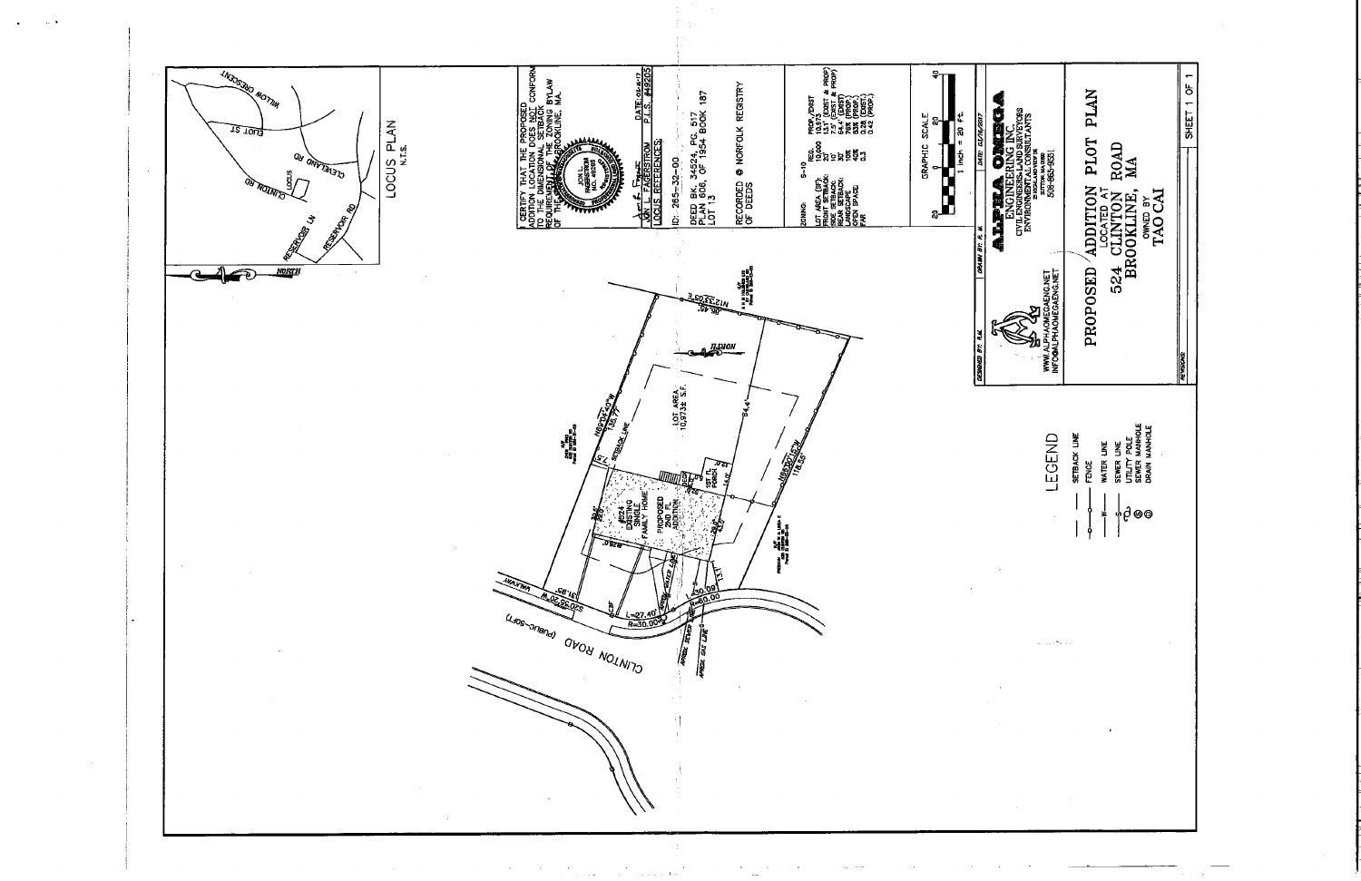# PROPOSED ADDITION PLOT PLAN

LOCATED AT

## 524 CLINTON ROAD
## BROOKLINE, MA

OWNED BY

TAO CAI

SHEET 1 OF 1

**ALPHA OMEGA ENGINEERING INC.**
CIVIL ENGINEERS-LAND SURVEYORS
ENVIRONMENTAL CONSULTANTS

508-865-9551

WWW.ALPHAOMEGAENG.NET
INFO@ALPHAOMEGAENG.NET

DESIGNED BY: R.M. | DRAWN BY: R.M. | DATE: 02/16/2017

REVISIONS

I CERTIFY THAT THE PROPOSED ADDITION LOCATION DOES NOT CONFORM TO THE DIMENSIONAL SETBACK REQUIREMENT OF THE ZONING BYLAW OF THE TOWN OF BROOKLINE, MA.

JON L. FAGERSTROM P.L.S. #49205 DATE: 02-16-17

LOCUS REFERENCES:

ID: 265-32-00

DEED BK. 34524, PG. 517
PLAN 606, OF 1954 BOOK 187
LOT 13

RECORDED @ NORFOLK REGISTRY OF DEEDS

ZONING: S-10

| | REQ. | PROP./EXIST |
|---|---|---|
| LOT AREA (SF) | 10,000 | 10,973 |
| FRONT SETBACK | 20' | 13.1' (EXIST & PROP) |
| SIDE SETBACK | 10' | 7.5' (EXIST & PROP) |
| REAR SETBACK | 30' | 64.4' (EXIST) |
| LANDSCAPE | 10% | 79% (PROP) |
| OPEN SPACE | 40% | 83% (EXIST) |
| FAR | 0.3 | 0.38 (EXIST) 0.42 (PROP) |

GRAPHIC SCALE

1 inch = 20 ft.

LOCUS PLAN
N.T.S.

LEGEND

- SETBACK LINE
- FENCE
- WATER LINE
- SEWER LINE
- UTILITY POLE
- SEWER MANHOLE
- DRAIN MANHOLE

LOT AREA 10,973± S.F.

#524 EXISTING SINGLE FAMILY HOME

PROPOSED 2ND FL ADDITION

1ST FL. PORCH

CLINTON ROAD (PUBLIC-50FT)

N89°14'40"W 135.77'

N89°20'15"W 118.56'

N12°33'05"E 96.45'

N26°35'20"W 31.85'

L=27.40' R=30.00'

R=60.00' 30.00'

SETBACK LINE

64.4'

13.1'

7.5'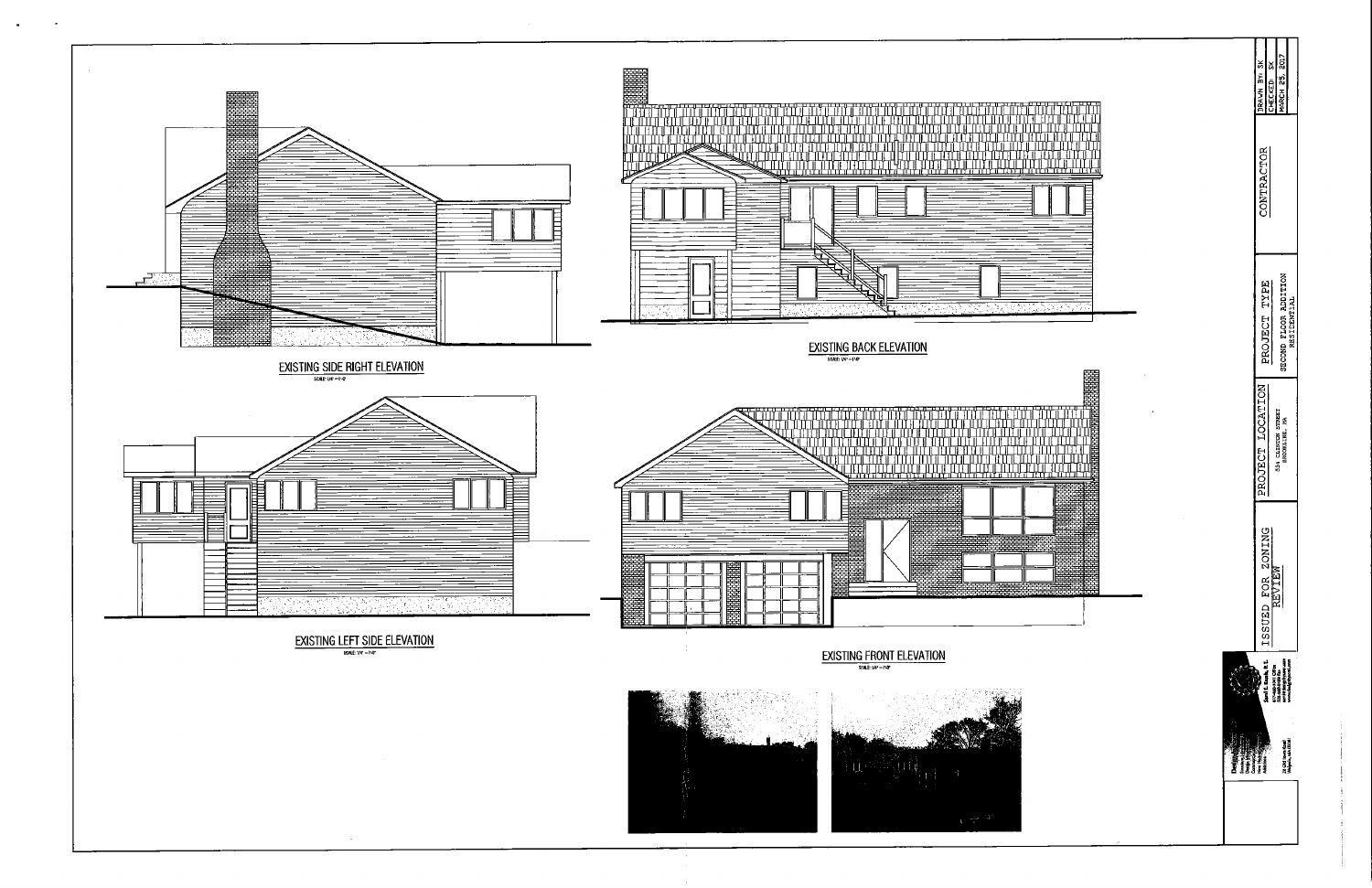EXISTING SIDE RIGHT ELEVATION

SCALE: 1/4" = 1'-0"

EXISTING BACK ELEVATION

SCALE: 1/4" = 1'-0"

EXISTING LEFT SIDE ELEVATION

SCALE: 1/4" = 1'-0"

EXISTING FRONT ELEVATION

SCALE: 1/4" = 1'-0"

| ISSUED FOR ZONING REVIEW | PROJECT LOCATION | PROJECT TYPE | CONTRACTOR | DRAWN BY: SK |
|---|---|---|---|---|
| | 534 CLINTON STREET BROOKLINE, MA | SECOND FLOOR ADDITION RESIDENTIAL | | CHECKED: SK |
| | | | | MARCH 29, 2017 |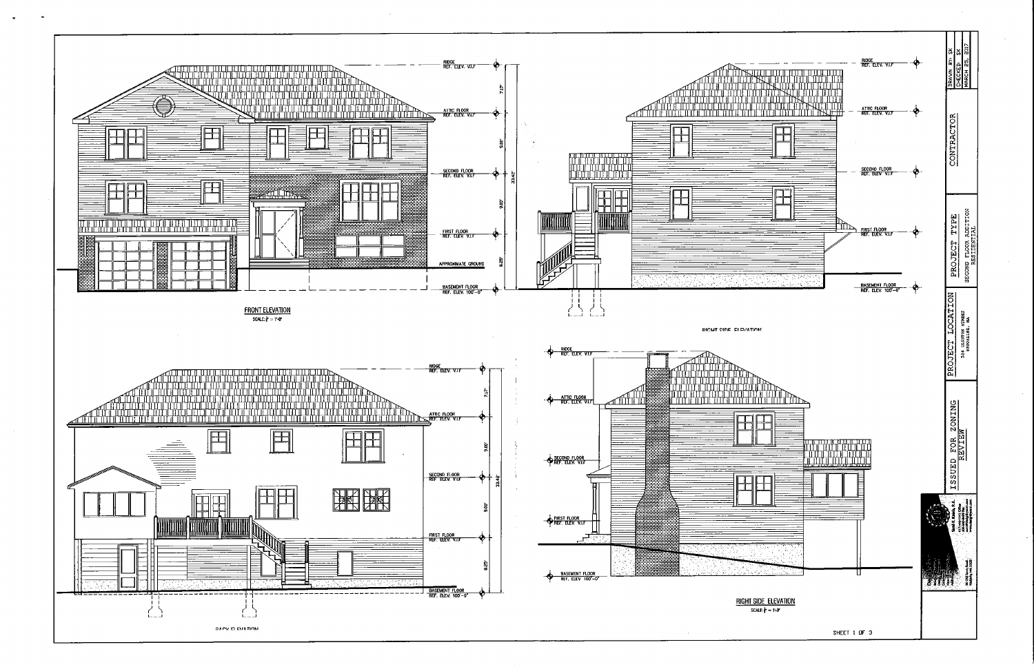## FRONT ELEVATION

SCALE: 1/8" = 1'-0"

RIDGE
REF. ELEV. V.I.F

ATTIC FLOOR
REF. ELEV. V.I.F

SECOND FLOOR
REF. ELEV. V.I.F

FIRST FLOOR
REF. ELEV. V.I.F

APPROXIMATE GROUND

BASEMENT FLOOR
REF. ELEV. 100'-0"

7.17'
9.08'
9.00'
8.25'
33.42'

## RIGHT SIDE ELEVATION

RIDGE
REF. ELEV. V.I.F

ATTIC FLOOR
REF. ELEV. V.I.F

SECOND FLOOR
REF. ELEV. V.I.F

FIRST FLOOR
REF. ELEV. V.I.F

BASEMENT FLOOR
REF. ELEV. 100'-0"

## BACK ELEVATION

RIDGE
REF. ELEV. V.I.F

ATTIC FLOOR
REF. ELEV. V.I.F

SECOND FLOOR
REF. ELEV. V.I.F

FIRST FLOOR
REF. ELEV. V.I.F

BASEMENT FLOOR
REF. ELEV. 100'-0"

7.17'
9.00'
9.00'
8.25'
33.42'

## RIGHT SIDE ELEVATION

SCALE: 1/8" = 1'-0"

RIDGE
REF. ELEV. V.I.F

ATTIC FLOOR
REF. ELEV. V.I.F

SECOND FLOOR
REF. ELEV. V.I.F

FIRST FLOOR
REF. ELEV. V.I.F

BASEMENT FLOOR
REF. ELEV. 100'-0"

SHEET 1 OF 3

DRAWN BY: SK
CHECKED: SK
MARCH 25, 2017

CONTRACTOR

PROJECT TYPE
SECOND FLOOR ADDITION
RESIDENTIAL

PROJECT LOCATION
324 CLIFTON STREET
BROOKLINE, MA

ISSUED FOR ZONING REVIEW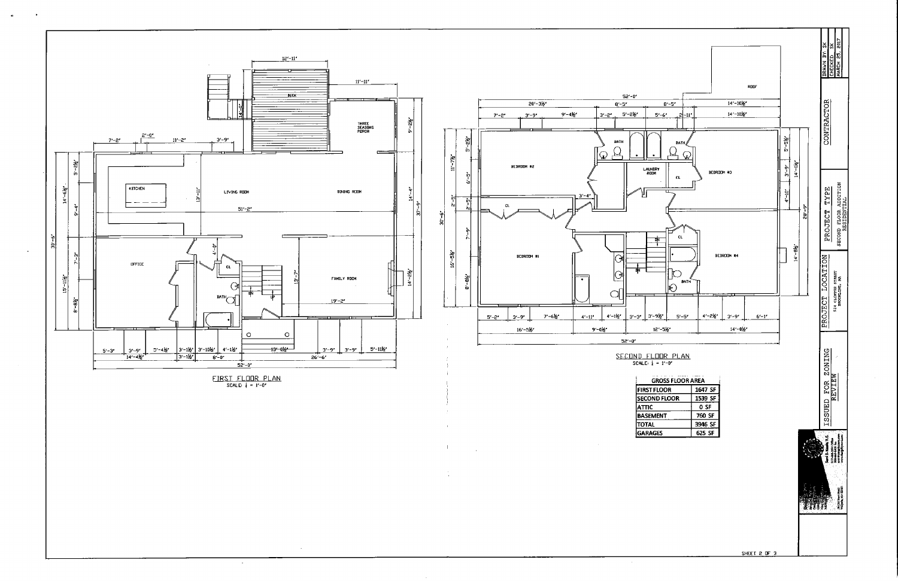## FIRST FLOOR PLAN

SCALE: 1/4" = 1'-0"

## SECOND FLOOR PLAN

SCALE: 1/4" = 1'-0"

| GROSS FLOOR AREA | |
|---|---|
| FIRST FLOOR | 1647 SF |
| SECOND FLOOR | 1539 SF |
| ATTIC | 0 SF |
| BASEMENT | 760 SF |
| TOTAL | 3946 SF |
| GARAGES | 625 SF |

DRAWN BY: SK
CHECKED: SK
MARCH 25, 2017

CONTRACTOR

PROJECT TYPE
SECOND FLOOR ADDITION
RESIDENTIAL

PROJECT LOCATION
524 CLINTON STREET
BROOKLINE, MA

ISSUED FOR ZONING REVIEW

SHEET 2 OF 3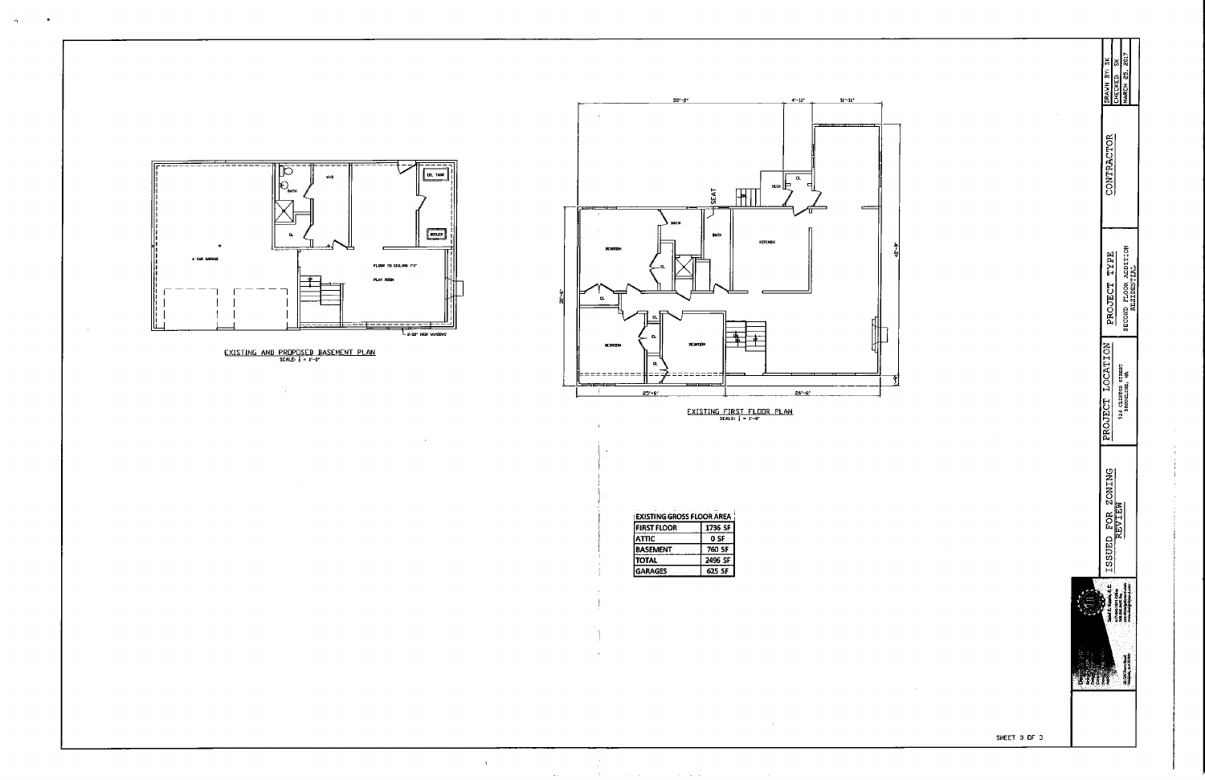EXISTING AND PROPOSED BASEMENT PLAN
SCALE: 1/8" = 1'-0"

2 CAR GARAGE

BATH

W/D

CL

OIL TANK

BOILER

FLOOR TO CEILING 7'2"

PLAY ROOM

UP

2-28" HIGH WINDOWS

EXISTING FIRST FLOOR PLAN
SCALE: 1/8" = 1'-0"

38'-2"

4'-11"

11'-11"

SEAT

BATH

BATH

KITCHEN

BEDROOM

BEDROOM

BEDROOM

CL

CL

CL

CL

CL

DECK

UP

DN

42'-9"

38'-6"

25'-6"

26'-6"

| EXISTING GROSS FLOOR AREA | |
|---|---|
| FIRST FLOOR | 1736 SF |
| ATTIC | 0 SF |
| BASEMENT | 760 SF |
| TOTAL | 2496 SF |
| GARAGES | 625 SF |

ISSUED FOR ZONING REVIEW

PROJECT LOCATION
514 CLINTON STREET
BROOKLINE, MA

PROJECT TYPE
SECOND FLOOR ADDITION
RESIDENTIAL

CONTRACTOR

DRAWN BY: SK
CHECKED: SK
MARCH 25, 2017

SHEET 3 OF 3